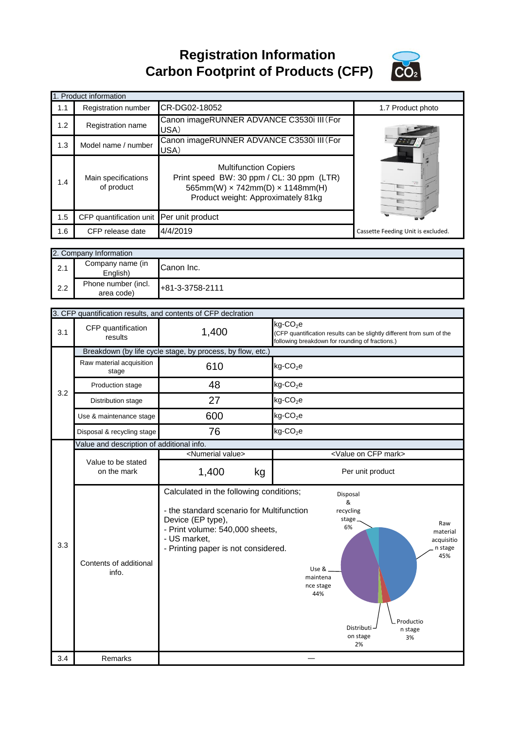# Registration Information
# Carbon Footprint of Products (CFP)

| 1. Product information | | | |
|---|---|---|---|
| 1.1 | Registration number | CR-DG02-18052 | 1.7 Product photo |
| 1.2 | Registration name | Canon imageRUNNER ADVANCE C3530i III (For USA) | |
| 1.3 | Model name / number | Canon imageRUNNER ADVANCE C3530i III (For USA) | |
| 1.4 | Main specifications of product | Multifunction Copiers<br>Print speed BW: 30 ppm / CL: 30 ppm (LTR)<br>565mm(W) × 742mm(D) × 1148mm(H)<br>Product weight: Approximately 81kg | |
| 1.5 | CFP quantification unit | Per unit product | |
| 1.6 | CFP release date | 4/4/2019 | Cassette Feeding Unit is excluded. |

| 2. Company Information | | |
|---|---|---|
| 2.1 | Company name (in English) | Canon Inc. |
| 2.2 | Phone number (incl. area code) | +81-3-3758-2111 |

| 3. CFP quantification results, and contents of CFP declration | | | |
|---|---|---|---|
| 3.1 | CFP quantification results | 1,400 | kg-$CO_2$e<br>(CFP quantification results can be slightly different from sum of the following breakdown for rounding of fractions.) |
| 3.2 | Breakdown (by life cycle stage, by process, by flow, etc.) | | |
| | Raw material acquisition stage | 610 | kg-$CO_2$e |
| | Production stage | 48 | kg-$CO_2$e |
| | Distribution stage | 27 | kg-$CO_2$e |
| | Use & maintenance stage | 600 | kg-$CO_2$e |
| | Disposal & recycling stage | 76 | kg-$CO_2$e |
| 3.3 | Value and description of additional info. | | |
| | Value to be stated on the mark | <Numerial value><br>1,400 kg | <Value on CFP mark><br>Per unit product |
| | Contents of additional info. | Calculated in the following conditions;<br>- the standard scenario for Multifunction Device (EP type),<br>- Print volume: 540,000 sheets,<br>- US market,<br>- Printing paper is not considered. | Raw material acquisition stage 45%<br>Production stage 3%<br>Distribution stage 2%<br>Use & maintenance stage 44%<br>Disposal & recycling stage 6% |
| 3.4 | Remarks | — | |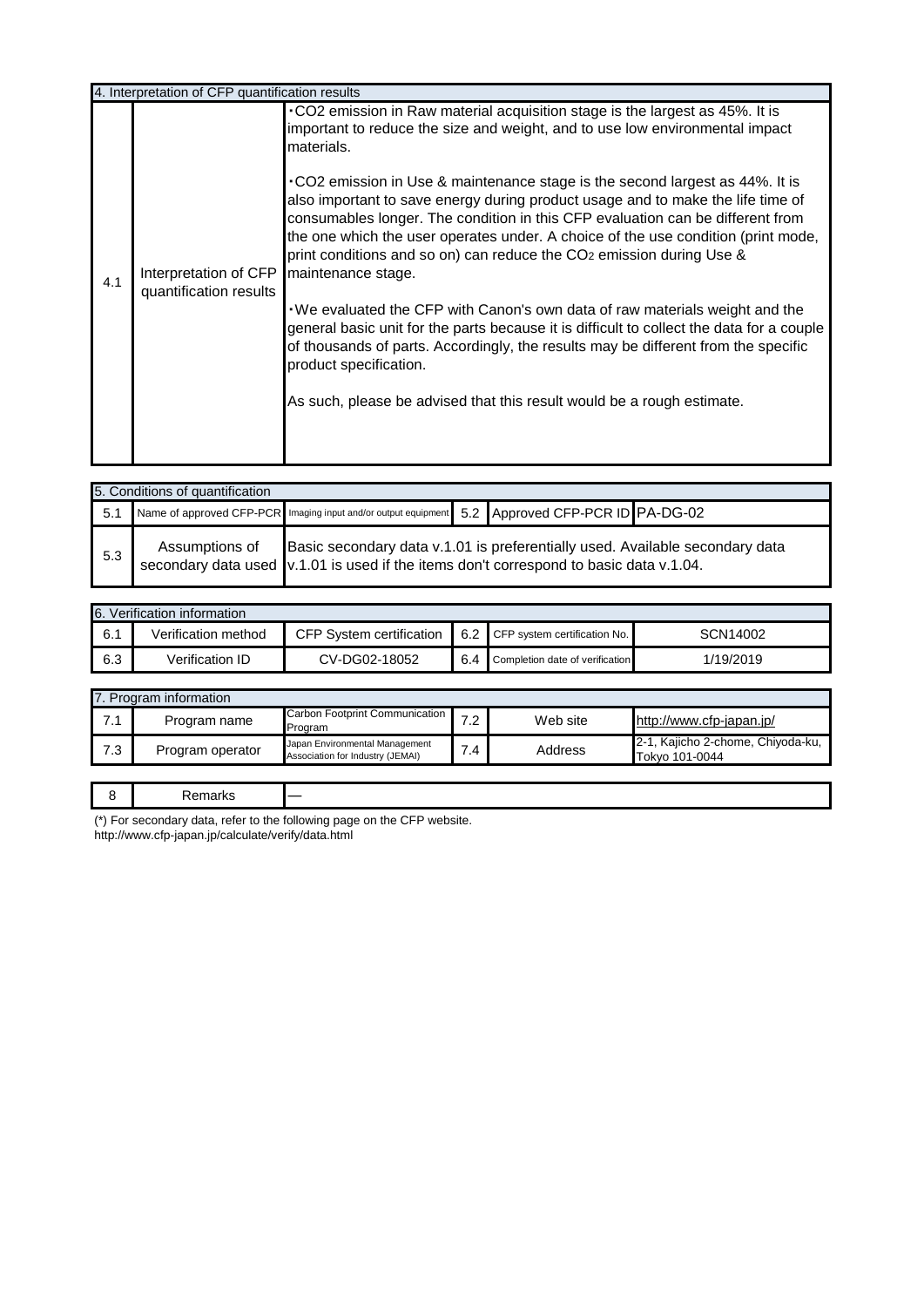## 4. Interpretation of CFP quantification results

| | | |
|---|---|---|
| 4.1 | Interpretation of CFP quantification results | ・CO2 emission in Raw material acquisition stage is the largest as 45%. It is important to reduce the size and weight, and to use low environmental impact materials.<br><br>・CO2 emission in Use & maintenance stage is the second largest as 44%. It is also important to save energy during product usage and to make the life time of consumables longer. The condition in this CFP evaluation can be different from the one which the user operates under. A choice of the use condition (print mode, print conditions and so on) can reduce the $CO_2$ emission during Use & maintenance stage.<br><br>・We evaluated the CFP with Canon's own data of raw materials weight and the general basic unit for the parts because it is difficult to collect the data for a couple of thousands of parts. Accordingly, the results may be different from the specific product specification.<br><br>As such, please be advised that this result would be a rough estimate. |

## 5. Conditions of quantification

| | | | | | |
|---|---|---|---|---|---|
| 5.1 | Name of approved CFP-PCR | Imaging input and/or output equipment | 5.2 | Approved CFP-PCR ID | PA-DG-02 |
| 5.3 | Assumptions of secondary data used | Basic secondary data v.1.01 is preferentially used. Available secondary data v.1.01 is used if the items don't correspond to basic data v.1.04. | | | |

## 6. Verification information

| | | | | | |
|---|---|---|---|---|---|
| 6.1 | Verification method | CFP System certification | 6.2 | CFP system certification No. | SCN14002 |
| 6.3 | Verification ID | CV-DG02-18052 | 6.4 | Completion date of verification | 1/19/2019 |

## 7. Program information

| | | | | | |
|---|---|---|---|---|---|
| 7.1 | Program name | Carbon Footprint Communication Program | 7.2 | Web site | http://www.cfp-japan.jp/ |
| 7.3 | Program operator | Japan Environmental Management Association for Industry (JEMAI) | 7.4 | Address | 2-1, Kajicho 2-chome, Chiyoda-ku, Tokyo 101-0044 |

| | | |
|---|---|---|
| 8 | Remarks | — |

(*) For secondary data, refer to the following page on the CFP website.
http://www.cfp-japan.jp/calculate/verify/data.html